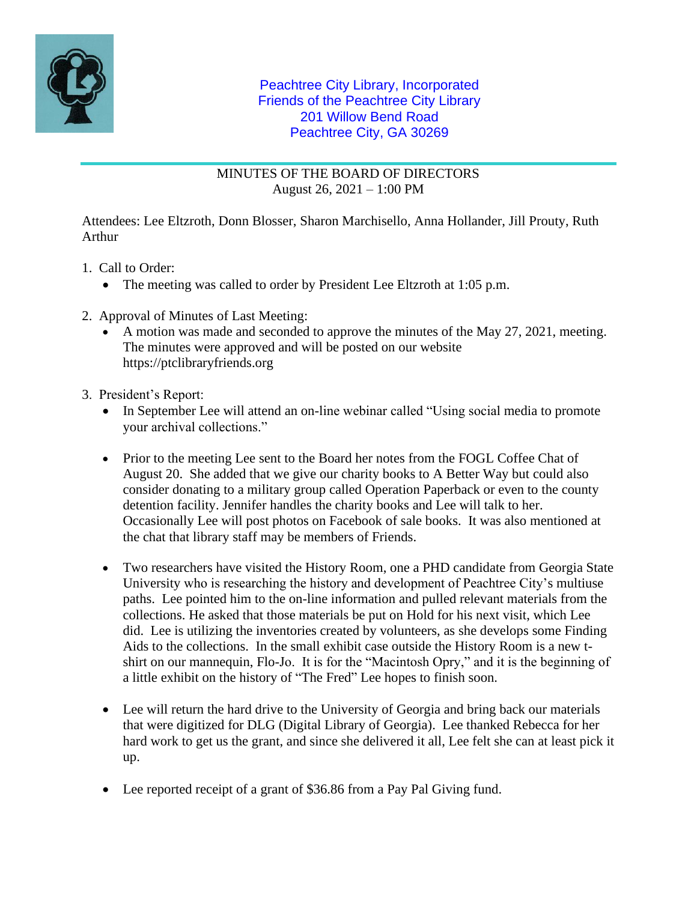Peachtree City Library, Incorporated
Friends of the Peachtree City Library
201 Willow Bend Road
Peachtree City, GA 30269

MINUTES OF THE BOARD OF DIRECTORS
August 26, 2021 – 1:00 PM

Attendees: Lee Eltzroth, Donn Blosser, Sharon Marchisello, Anna Hollander, Jill Prouty, Ruth Arthur

1. Call to Order:
   - The meeting was called to order by President Lee Eltzroth at 1:05 p.m.

2. Approval of Minutes of Last Meeting:
   - A motion was made and seconded to approve the minutes of the May 27, 2021, meeting. The minutes were approved and will be posted on our website https://ptclibraryfriends.org

3. President's Report:
   - In September Lee will attend an on-line webinar called "Using social media to promote your archival collections."

   - Prior to the meeting Lee sent to the Board her notes from the FOGL Coffee Chat of August 20. She added that we give our charity books to A Better Way but could also consider donating to a military group called Operation Paperback or even to the county detention facility. Jennifer handles the charity books and Lee will talk to her. Occasionally Lee will post photos on Facebook of sale books. It was also mentioned at the chat that library staff may be members of Friends.

   - Two researchers have visited the History Room, one a PHD candidate from Georgia State University who is researching the history and development of Peachtree City's multiuse paths. Lee pointed him to the on-line information and pulled relevant materials from the collections. He asked that those materials be put on Hold for his next visit, which Lee did. Lee is utilizing the inventories created by volunteers, as she develops some Finding Aids to the collections. In the small exhibit case outside the History Room is a new t-shirt on our mannequin, Flo-Jo. It is for the "Macintosh Opry," and it is the beginning of a little exhibit on the history of "The Fred" Lee hopes to finish soon.

   - Lee will return the hard drive to the University of Georgia and bring back our materials that were digitized for DLG (Digital Library of Georgia). Lee thanked Rebecca for her hard work to get us the grant, and since she delivered it all, Lee felt she can at least pick it up.

   - Lee reported receipt of a grant of $36.86 from a Pay Pal Giving fund.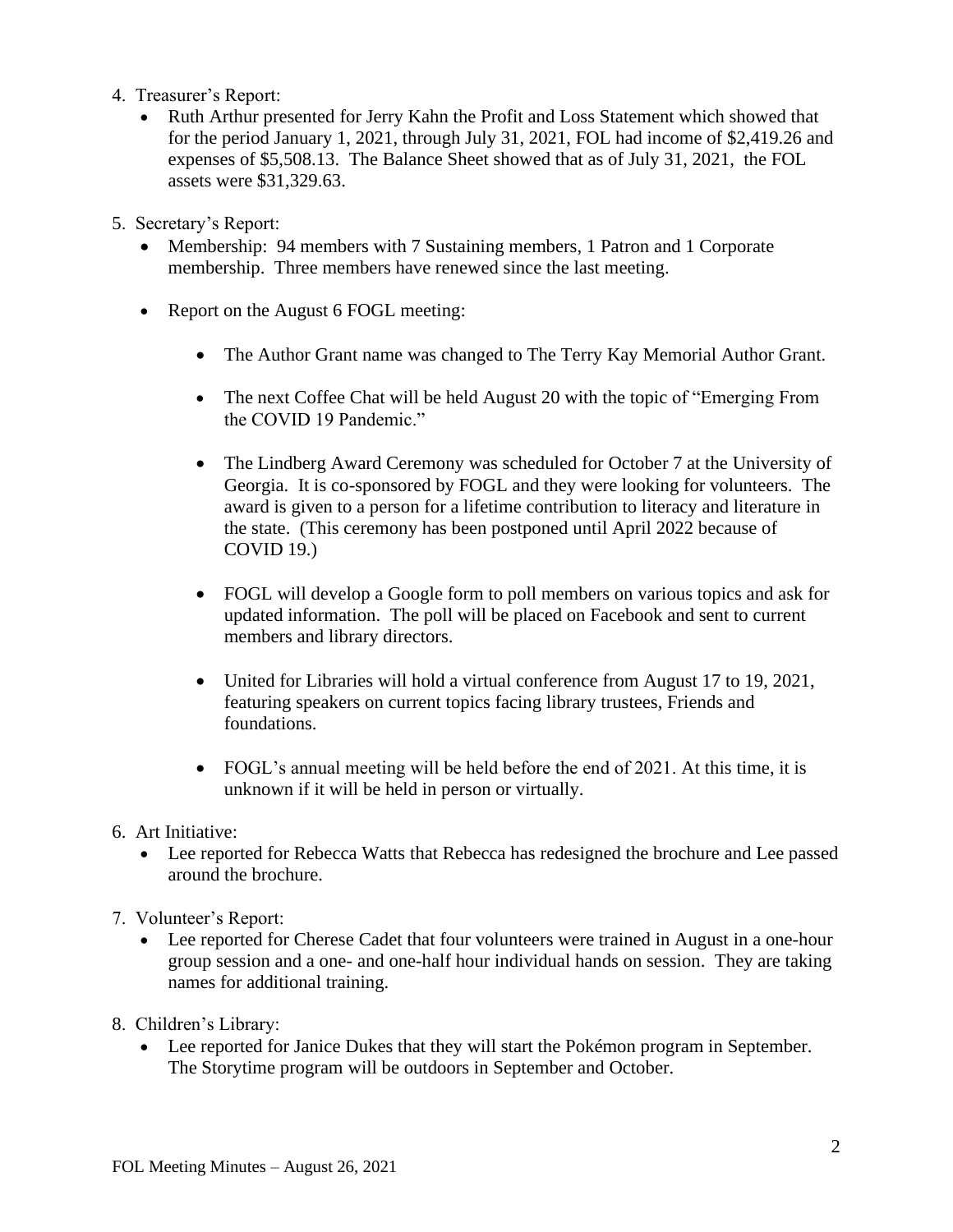4. Treasurer's Report:
   - Ruth Arthur presented for Jerry Kahn the Profit and Loss Statement which showed that for the period January 1, 2021, through July 31, 2021, FOL had income of $2,419.26 and expenses of $5,508.13. The Balance Sheet showed that as of July 31, 2021, the FOL assets were $31,329.63.

5. Secretary's Report:
   - Membership: 94 members with 7 Sustaining members, 1 Patron and 1 Corporate membership. Three members have renewed since the last meeting.
   - Report on the August 6 FOGL meeting:
     - The Author Grant name was changed to The Terry Kay Memorial Author Grant.
     - The next Coffee Chat will be held August 20 with the topic of "Emerging From the COVID 19 Pandemic."
     - The Lindberg Award Ceremony was scheduled for October 7 at the University of Georgia. It is co-sponsored by FOGL and they were looking for volunteers. The award is given to a person for a lifetime contribution to literacy and literature in the state. (This ceremony has been postponed until April 2022 because of COVID 19.)
     - FOGL will develop a Google form to poll members on various topics and ask for updated information. The poll will be placed on Facebook and sent to current members and library directors.
     - United for Libraries will hold a virtual conference from August 17 to 19, 2021, featuring speakers on current topics facing library trustees, Friends and foundations.
     - FOGL's annual meeting will be held before the end of 2021. At this time, it is unknown if it will be held in person or virtually.

6. Art Initiative:
   - Lee reported for Rebecca Watts that Rebecca has redesigned the brochure and Lee passed around the brochure.

7. Volunteer's Report:
   - Lee reported for Cherese Cadet that four volunteers were trained in August in a one-hour group session and a one- and one-half hour individual hands on session. They are taking names for additional training.

8. Children's Library:
   - Lee reported for Janice Dukes that they will start the Pokémon program in September. The Storytime program will be outdoors in September and October.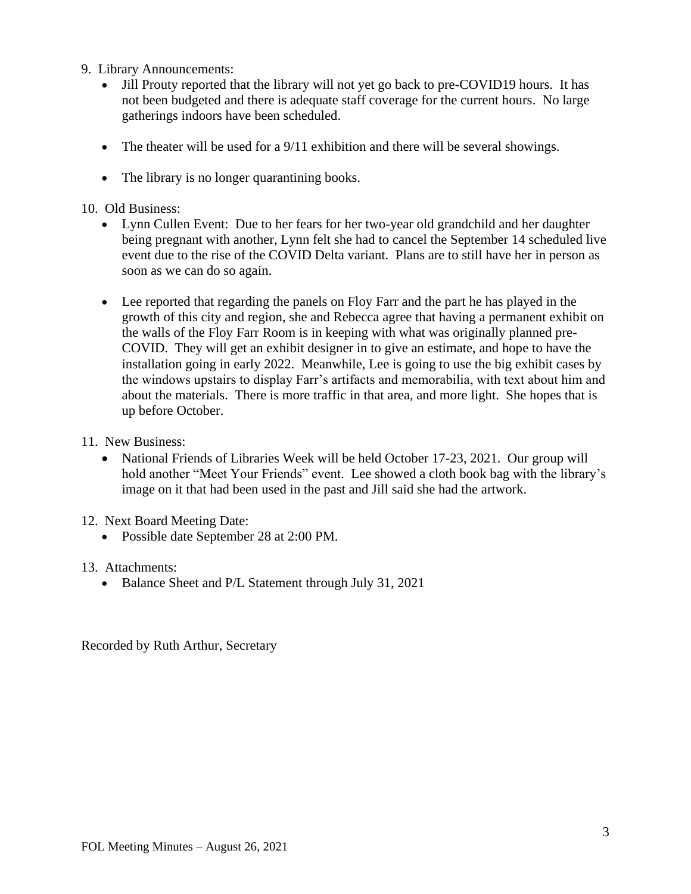9. Library Announcements:
   - Jill Prouty reported that the library will not yet go back to pre-COVID19 hours. It has not been budgeted and there is adequate staff coverage for the current hours. No large gatherings indoors have been scheduled.

   - The theater will be used for a 9/11 exhibition and there will be several showings.

   - The library is no longer quarantining books.

10. Old Business:
    - Lynn Cullen Event: Due to her fears for her two-year old grandchild and her daughter being pregnant with another, Lynn felt she had to cancel the September 14 scheduled live event due to the rise of the COVID Delta variant. Plans are to still have her in person as soon as we can do so again.

    - Lee reported that regarding the panels on Floy Farr and the part he has played in the growth of this city and region, she and Rebecca agree that having a permanent exhibit on the walls of the Floy Farr Room is in keeping with what was originally planned pre-COVID. They will get an exhibit designer in to give an estimate, and hope to have the installation going in early 2022. Meanwhile, Lee is going to use the big exhibit cases by the windows upstairs to display Farr's artifacts and memorabilia, with text about him and about the materials. There is more traffic in that area, and more light. She hopes that is up before October.

11. New Business:
    - National Friends of Libraries Week will be held October 17-23, 2021. Our group will hold another "Meet Your Friends" event. Lee showed a cloth book bag with the library's image on it that had been used in the past and Jill said she had the artwork.

12. Next Board Meeting Date:
    - Possible date September 28 at 2:00 PM.

13. Attachments:
    - Balance Sheet and P/L Statement through July 31, 2021

Recorded by Ruth Arthur, Secretary